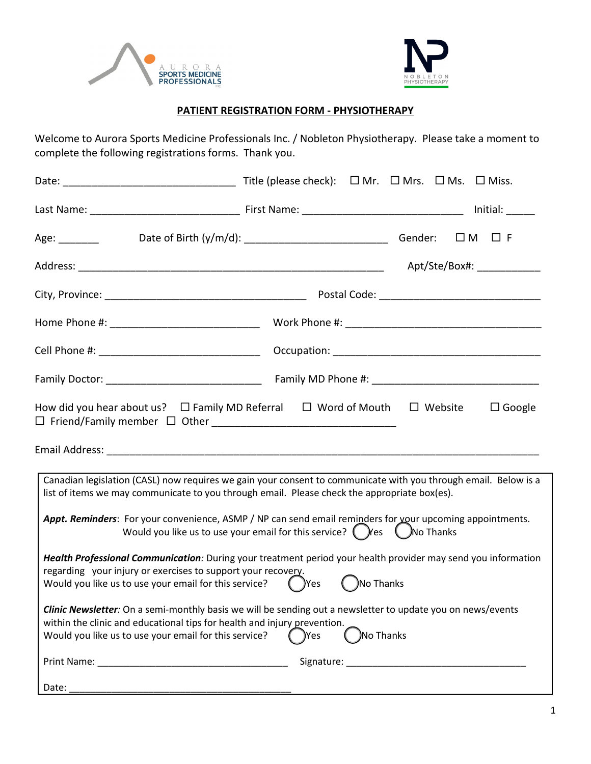AURORA SPORTS MEDICINE PROFESSIONALS INC.

NOBLETON PHYSIOTHERAPY

## PATIENT REGISTRATION FORM - PHYSIOTHERAPY

Welcome to Aurora Sports Medicine Professionals Inc. / Nobleton Physiotherapy. Please take a moment to complete the following registrations forms. Thank you.

Date: ______________________________ Title (please check): ☐ Mr. ☐ Mrs. ☐ Ms. ☐ Miss.

Last Name: __________________________ First Name: ____________________________ Initial: _____

Age: _______ Date of Birth (y/m/d): _________________________ Gender: ☐ M ☐ F

Address: ______________________________________________________ Apt/Ste/Box#: ___________

City, Province: ___________________________________ Postal Code: ____________________________

Home Phone #: __________________________ Work Phone #: __________________________________

Cell Phone #: ____________________________ Occupation: ____________________________________

Family Doctor: ___________________________ Family MD Phone #: _____________________________

How did you hear about us? ☐ Family MD Referral ☐ Word of Mouth ☐ Website ☐ Google ☐ Friend/Family member ☐ Other ________________________________

Email Address: _________________________________________________________________________

Canadian legislation (CASL) now requires we gain your consent to communicate with you through email. Below is a list of items we may communicate to you through email. Please check the appropriate box(es).

***Appt. Reminders***: For your convenience, ASMP / NP can send email reminders for your upcoming appointments. Would you like us to use your email for this service? ◯ Yes ◯ No Thanks

***Health Professional Communication****:* During your treatment period your health provider may send you information regarding your injury or exercises to support your recovery.
Would you like us to use your email for this service? ◯ Yes ◯ No Thanks

***Clinic Newsletter****:* On a semi-monthly basis we will be sending out a newsletter to update you on news/events within the clinic and educational tips for health and injury prevention.
Would you like us to use your email for this service? ◯ Yes ◯ No Thanks

Print Name: __________________________________ Signature: _________________________________

Date: __________________________________________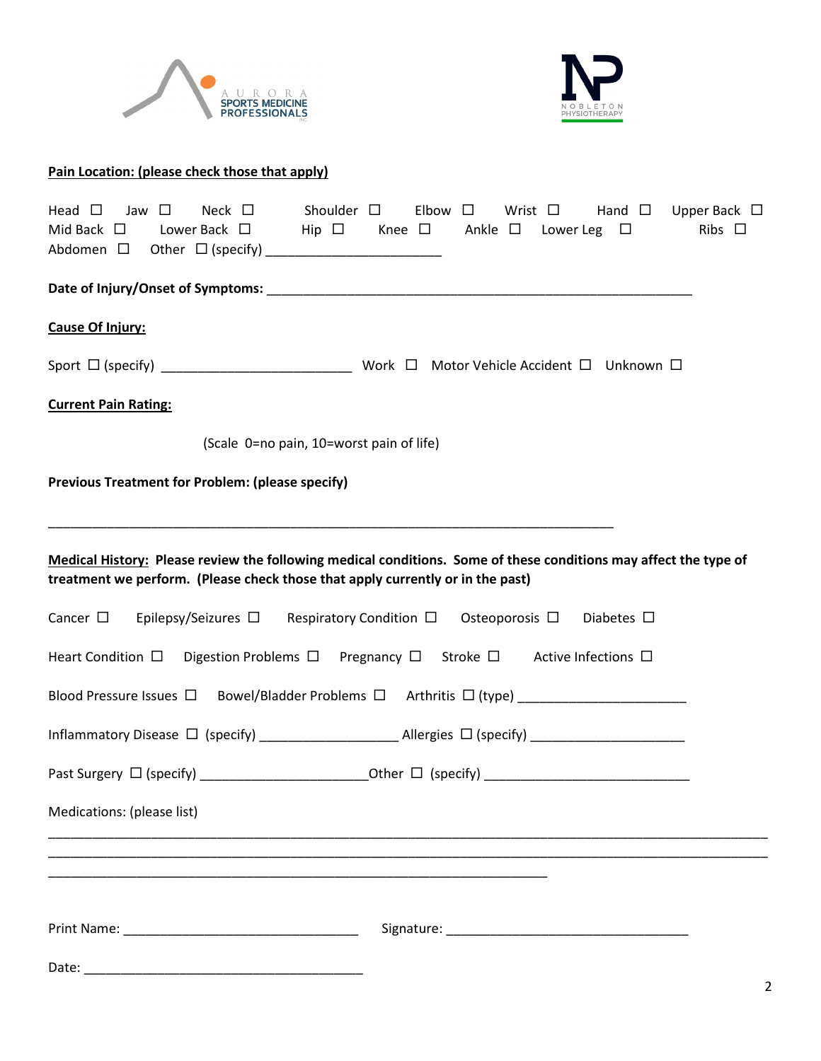**Pain Location: (please check those that apply)**

Head ☐ Jaw ☐ Neck ☐ Shoulder ☐ Elbow ☐ Wrist ☐ Hand ☐ Upper Back ☐
Mid Back ☐ Lower Back ☐ Hip ☐ Knee ☐ Ankle ☐ Lower Leg ☐ Ribs ☐
Abdomen ☐ Other ☐ (specify) ________________________

**Date of Injury/Onset of Symptoms:** ___________________________________________________________

**Cause Of Injury:**

Sport ☐ (specify) _________________________ Work ☐ Motor Vehicle Accident ☐ Unknown ☐

**Current Pain Rating:**

(Scale 0=no pain, 10=worst pain of life)

**Previous Treatment for Problem: (please specify)**

_____________________________________________________________________________

**Medical History: Please review the following medical conditions. Some of these conditions may affect the type of treatment we perform. (Please check those that apply currently or in the past)**

Cancer ☐ Epilepsy/Seizures ☐ Respiratory Condition ☐ Osteoporosis ☐ Diabetes ☐

Heart Condition ☐ Digestion Problems ☐ Pregnancy ☐ Stroke ☐ Active Infections ☐

Blood Pressure Issues ☐ Bowel/Bladder Problems ☐ Arthritis ☐ (type) _______________________

Inflammatory Disease ☐ (specify) __________________ Allergies ☐ (specify) _____________________

Past Surgery ☐ (specify) ______________________Other ☐ (specify) ___________________________

Medications: (please list)

_______________________________________________________________________________________________
_______________________________________________________________________________________________
__________________________________________________________________

Print Name: _______________________________ Signature: ________________________________

Date: _____________________________________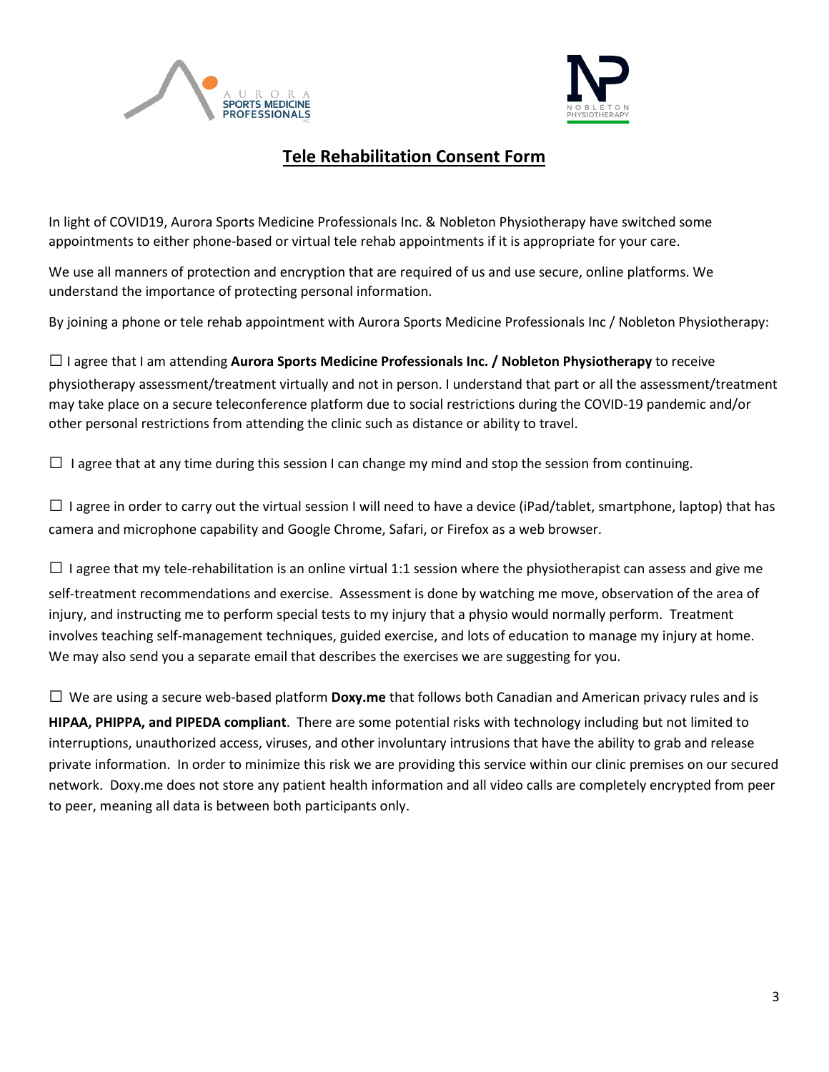# Tele Rehabilitation Consent Form

In light of COVID19, Aurora Sports Medicine Professionals Inc. & Nobleton Physiotherapy have switched some appointments to either phone-based or virtual tele rehab appointments if it is appropriate for your care.

We use all manners of protection and encryption that are required of us and use secure, online platforms. We understand the importance of protecting personal information.

By joining a phone or tele rehab appointment with Aurora Sports Medicine Professionals Inc / Nobleton Physiotherapy:

☐ I agree that I am attending **Aurora Sports Medicine Professionals Inc. / Nobleton Physiotherapy** to receive physiotherapy assessment/treatment virtually and not in person. I understand that part or all the assessment/treatment may take place on a secure teleconference platform due to social restrictions during the COVID-19 pandemic and/or other personal restrictions from attending the clinic such as distance or ability to travel.

☐ I agree that at any time during this session I can change my mind and stop the session from continuing.

☐ I agree in order to carry out the virtual session I will need to have a device (iPad/tablet, smartphone, laptop) that has camera and microphone capability and Google Chrome, Safari, or Firefox as a web browser.

☐ I agree that my tele-rehabilitation is an online virtual 1:1 session where the physiotherapist can assess and give me self-treatment recommendations and exercise. Assessment is done by watching me move, observation of the area of injury, and instructing me to perform special tests to my injury that a physio would normally perform. Treatment involves teaching self-management techniques, guided exercise, and lots of education to manage my injury at home. We may also send you a separate email that describes the exercises we are suggesting for you.

☐ We are using a secure web-based platform **Doxy.me** that follows both Canadian and American privacy rules and is **HIPAA, PHIPPA, and PIPEDA compliant**. There are some potential risks with technology including but not limited to interruptions, unauthorized access, viruses, and other involuntary intrusions that have the ability to grab and release private information. In order to minimize this risk we are providing this service within our clinic premises on our secured network. Doxy.me does not store any patient health information and all video calls are completely encrypted from peer to peer, meaning all data is between both participants only.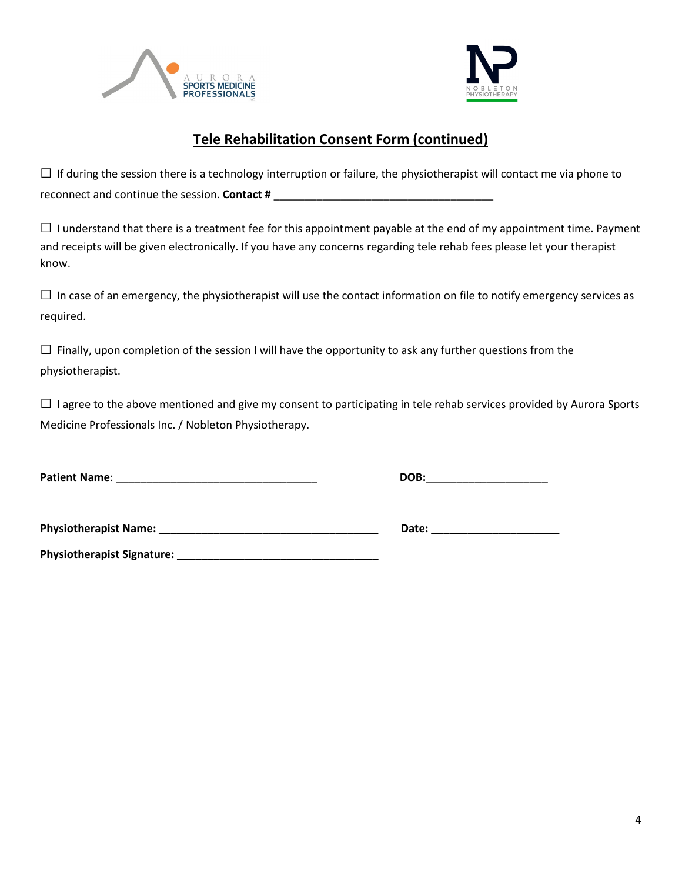## Tele Rehabilitation Consent Form (continued)

☐ If during the session there is a technology interruption or failure, the physiotherapist will contact me via phone to reconnect and continue the session. **Contact #** ____________________________________

☐ I understand that there is a treatment fee for this appointment payable at the end of my appointment time. Payment and receipts will be given electronically. If you have any concerns regarding tele rehab fees please let your therapist know.

☐ In case of an emergency, the physiotherapist will use the contact information on file to notify emergency services as required.

☐ Finally, upon completion of the session I will have the opportunity to ask any further questions from the physiotherapist.

☐ I agree to the above mentioned and give my consent to participating in tele rehab services provided by Aurora Sports Medicine Professionals Inc. / Nobleton Physiotherapy.

**Patient Name**: _________________________________ **DOB:**____________________

**Physiotherapist Name: ____________________________________** **Date: _____________________**

**Physiotherapist Signature: _________________________________**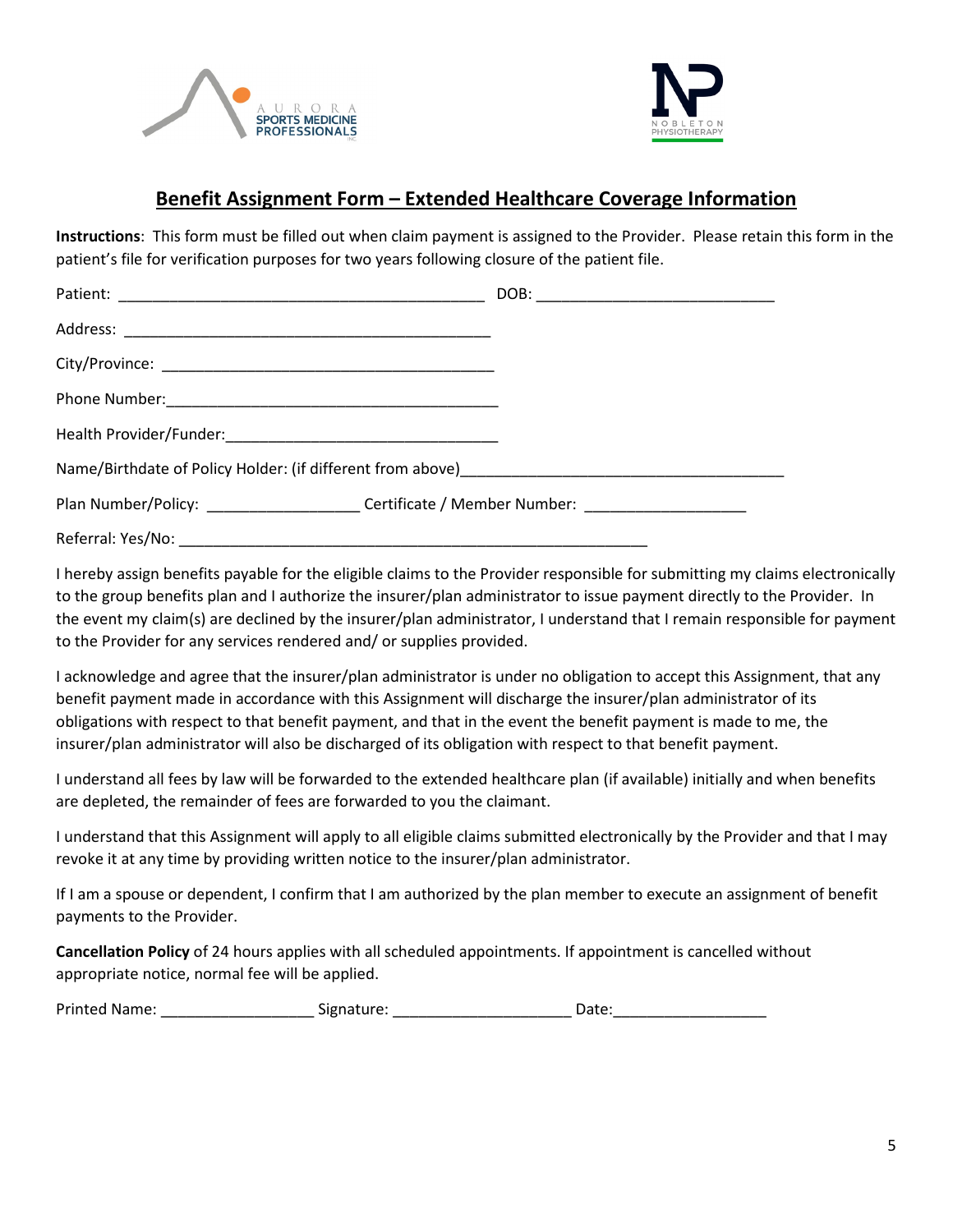AURORA SPORTS MEDICINE PROFESSIONALS INC.

NOBLETON PHYSIOTHERAPY

## Benefit Assignment Form – Extended Healthcare Coverage Information

**Instructions**: This form must be filled out when claim payment is assigned to the Provider. Please retain this form in the patient's file for verification purposes for two years following closure of the patient file.

Patient: ___________________________________________ DOB: ____________________________

Address: ____________________________________________

City/Province: _______________________________________

Phone Number:________________________________________

Health Provider/Funder:________________________________

Name/Birthdate of Policy Holder: (if different from above)______________________________________

Plan Number/Policy: __________________ Certificate / Member Number: ___________________

Referral: Yes/No: _________________________________________________________

I hereby assign benefits payable for the eligible claims to the Provider responsible for submitting my claims electronically to the group benefits plan and I authorize the insurer/plan administrator to issue payment directly to the Provider. In the event my claim(s) are declined by the insurer/plan administrator, I understand that I remain responsible for payment to the Provider for any services rendered and/ or supplies provided.

I acknowledge and agree that the insurer/plan administrator is under no obligation to accept this Assignment, that any benefit payment made in accordance with this Assignment will discharge the insurer/plan administrator of its obligations with respect to that benefit payment, and that in the event the benefit payment is made to me, the insurer/plan administrator will also be discharged of its obligation with respect to that benefit payment.

I understand all fees by law will be forwarded to the extended healthcare plan (if available) initially and when benefits are depleted, the remainder of fees are forwarded to you the claimant.

I understand that this Assignment will apply to all eligible claims submitted electronically by the Provider and that I may revoke it at any time by providing written notice to the insurer/plan administrator.

If I am a spouse or dependent, I confirm that I am authorized by the plan member to execute an assignment of benefit payments to the Provider.

**Cancellation Policy** of 24 hours applies with all scheduled appointments. If appointment is cancelled without appropriate notice, normal fee will be applied.

Printed Name: __________________ Signature: _____________________ Date:__________________